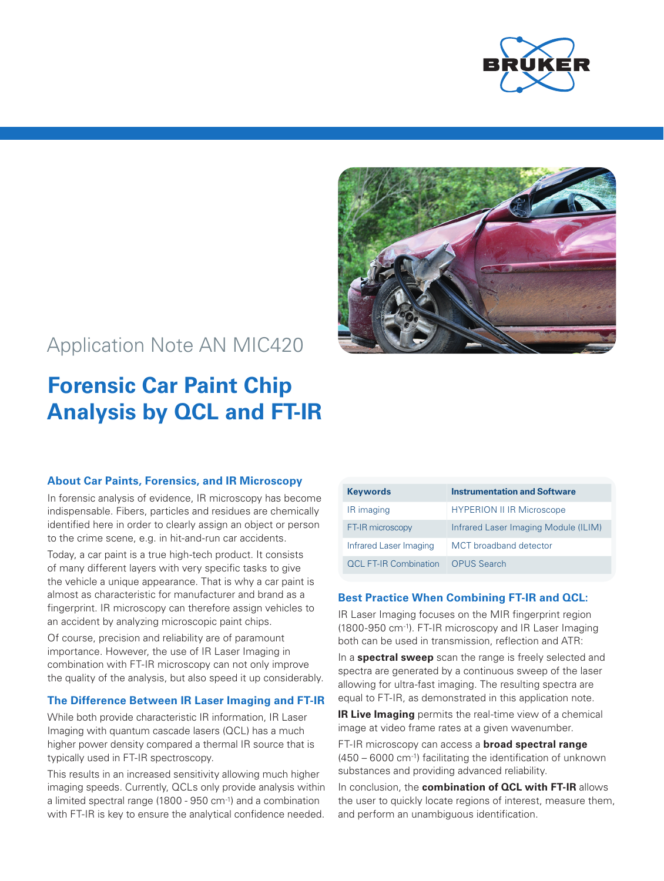Application Note AN MIC420

# Forensic Car Paint Chip Analysis by QCL and FT-IR

## About Car Paints, Forensics, and IR Microscopy

In forensic analysis of evidence, IR microscopy has become indispensable. Fibers, particles and residues are chemically identified here in order to clearly assign an object or person to the crime scene, e.g. in hit-and-run car accidents.

Today, a car paint is a true high-tech product. It consists of many different layers with very specific tasks to give the vehicle a unique appearance. That is why a car paint is almost as characteristic for manufacturer and brand as a fingerprint. IR microscopy can therefore assign vehicles to an accident by analyzing microscopic paint chips.

Of course, precision and reliability are of paramount importance. However, the use of IR Laser Imaging in combination with FT-IR microscopy can not only improve the quality of the analysis, but also speed it up considerably.

## The Difference Between IR Laser Imaging and FT-IR

While both provide characteristic IR information, IR Laser Imaging with quantum cascade lasers (QCL) has a much higher power density compared a thermal IR source that is typically used in FT-IR spectroscopy.

This results in an increased sensitivity allowing much higher imaging speeds. Currently, QCLs only provide analysis within a limited spectral range (1800 - 950 cm$^{-1}$) and a combination with FT-IR is key to ensure the analytical confidence needed.

| Keywords | Instrumentation and Software |
|---|---|
| IR imaging | HYPERION II IR Microscope |
| FT-IR microscopy | Infrared Laser Imaging Module (ILIM) |
| Infrared Laser Imaging | MCT broadband detector |
| QCL FT-IR Combination | OPUS Search |

## Best Practice When Combining FT-IR and QCL:

IR Laser Imaging focuses on the MIR fingerprint region (1800-950 cm$^{-1}$). FT-IR microscopy and IR Laser Imaging both can be used in transmission, reflection and ATR:

In a **spectral sweep** scan the range is freely selected and spectra are generated by a continuous sweep of the laser allowing for ultra-fast imaging. The resulting spectra are equal to FT-IR, as demonstrated in this application note.

**IR Live Imaging** permits the real-time view of a chemical image at video frame rates at a given wavenumber.

FT-IR microscopy can access a **broad spectral range** (450 – 6000 cm$^{-1}$) facilitating the identification of unknown substances and providing advanced reliability.

In conclusion, the **combination of QCL with FT-IR** allows the user to quickly locate regions of interest, measure them, and perform an unambiguous identification.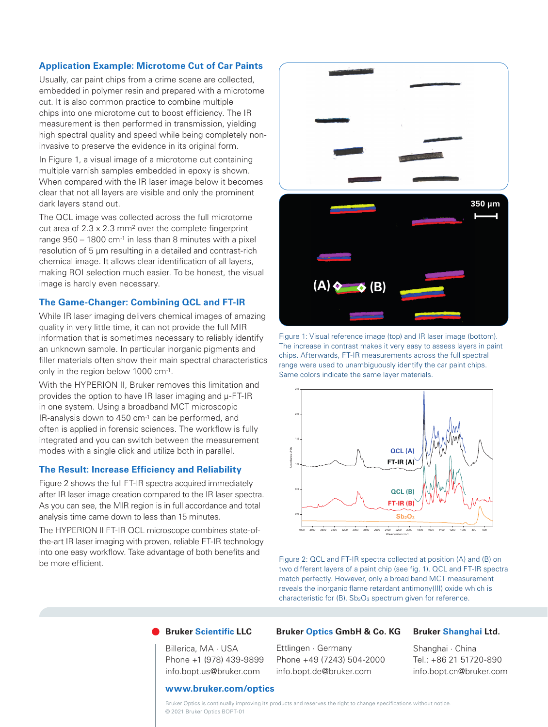## Application Example: Microtome Cut of Car Paints

Usually, car paint chips from a crime scene are collected, embedded in polymer resin and prepared with a microtome cut. It is also common practice to combine multiple chips into one microtome cut to boost efficiency. The IR measurement is then performed in transmission, yielding high spectral quality and speed while being completely non-invasive to preserve the evidence in its original form.

In Figure 1, a visual image of a microtome cut containing multiple varnish samples embedded in epoxy is shown. When compared with the IR laser image below it becomes clear that not all layers are visible and only the prominent dark layers stand out.

The QCL image was collected across the full microtome cut area of 2.3 x 2.3 mm$^2$ over the complete fingerprint range 950 – 1800 cm$^{-1}$ in less than 8 minutes with a pixel resolution of 5 µm resulting in a detailed and contrast-rich chemical image. It allows clear identification of all layers, making ROI selection much easier. To be honest, the visual image is hardly even necessary.

## The Game-Changer: Combining QCL and FT-IR

While IR laser imaging delivers chemical images of amazing quality in very little time, it can not provide the full MIR information that is sometimes necessary to reliably identify an unknown sample. In particular inorganic pigments and filler materials often show their main spectral characteristics only in the region below 1000 cm$^{-1}$.

With the HYPERION II, Bruker removes this limitation and provides the option to have IR laser imaging and µ-FT-IR in one system. Using a broadband MCT microscopic IR-analysis down to 450 cm$^{-1}$ can be performed, and often is applied in forensic sciences. The workflow is fully integrated and you can switch between the measurement modes with a single click and utilize both in parallel.

## The Result: Increase Efficiency and Reliability

Figure 2 shows the full FT-IR spectra acquired immediately after IR laser image creation compared to the IR laser spectra. As you can see, the MIR region is in full accordance and total analysis time came down to less than 15 minutes.

The HYPERION II FT-IR QCL microscope combines state-of-the-art IR laser imaging with proven, reliable FT-IR technology into one easy workflow. Take advantage of both benefits and be more efficient.

350 µm

(A) (B)

Figure 1: Visual reference image (top) and IR laser image (bottom). The increase in contrast makes it very easy to assess layers in paint chips. Afterwards, FT-IR measurements across the full spectral range were used to unambiguously identify the car paint chips. Same colors indicate the same layer materials.

QCL (A)
FT-IR (A)
QCL (B)
FT-IR (B)
$Sb_2O_3$

Absorbance Units
Wavenumber cm-1

Figure 2: QCL and FT-IR spectra collected at position (A) and (B) on two different layers of a paint chip (see fig. 1). QCL and FT-IR spectra match perfectly. However, only a broad band MCT measurement reveals the inorganic flame retardant antimony(III) oxide which is characteristic for (B). $Sb_2O_3$ spectrum given for reference.

**Bruker Scientific LLC**
Billerica, MA · USA
Phone +1 (978) 439-9899
info.bopt.us@bruker.com

**Bruker Optics GmbH & Co. KG**
Ettlingen · Germany
Phone +49 (7243) 504-2000
info.bopt.de@bruker.com

**Bruker Shanghai Ltd.**
Shanghai · China
Tel.: +86 21 51720-890
info.bopt.cn@bruker.com

**www.bruker.com/optics**

Bruker Optics is continually improving its products and reserves the right to change specifications without notice.
© 2021 Bruker Optics BOPT-01